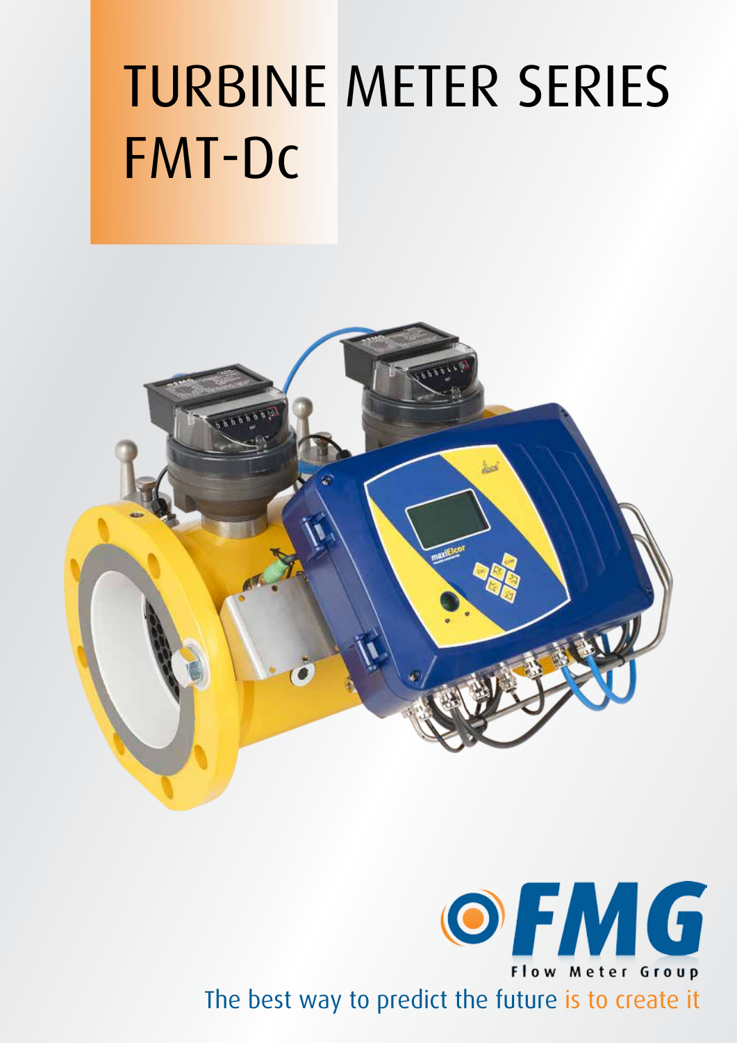# TURBINE METER SERIES FMT-Dc

FMG

Flow Meter Group

The best way to predict the future is to create it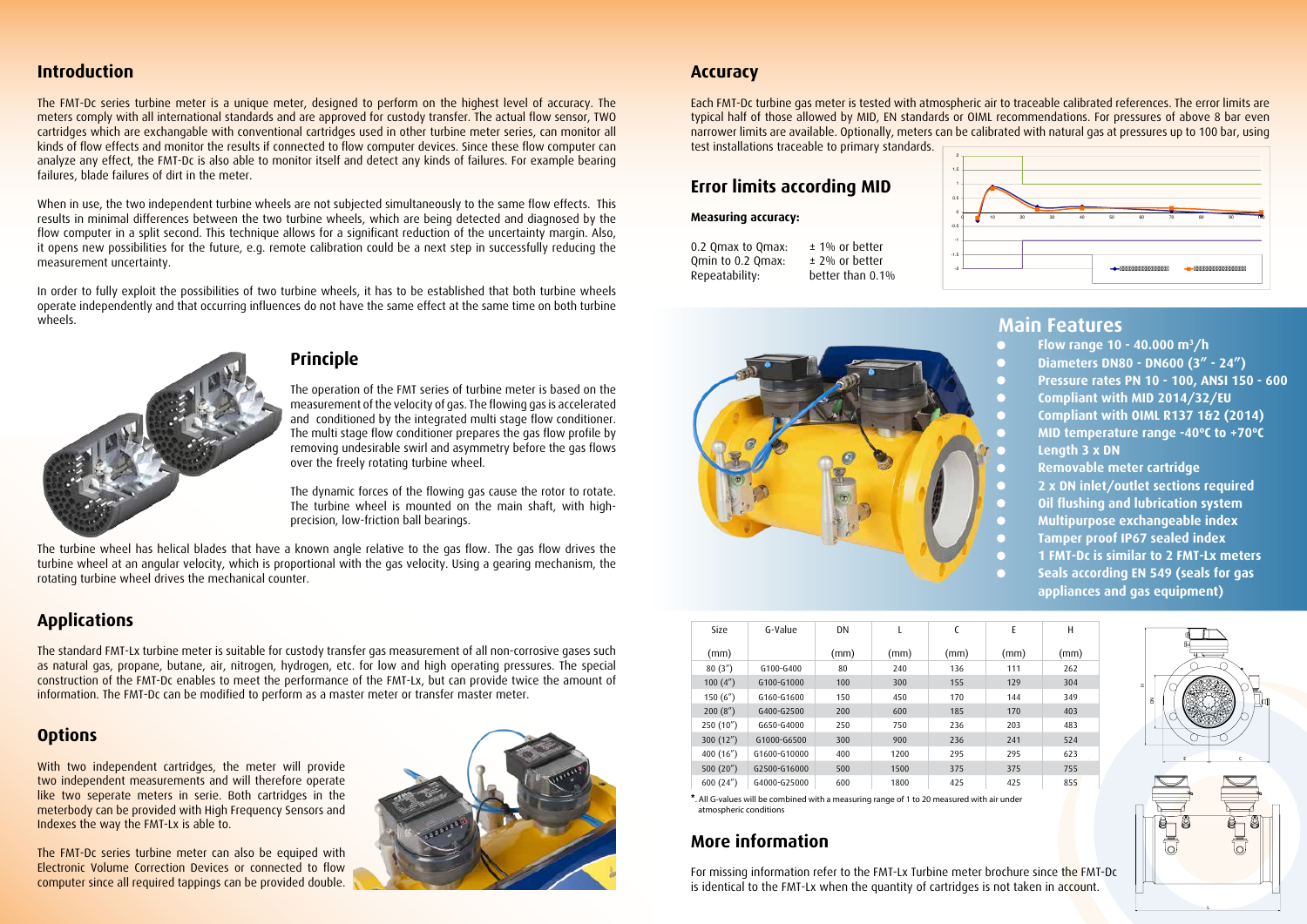## Introduction

The FMT-Dc series turbine meter is a unique meter, designed to perform on the highest level of accuracy. The meters comply with all international standards and are approved for custody transfer. The actual flow sensor, TWO cartridges which are exchangable with conventional cartridges used in other turbine meter series, can monitor all kinds of flow effects and monitor the results if connected to flow computer devices. Since these flow computer can analyze any effect, the FMT-Dc is also able to monitor itself and detect any kinds of failures. For example bearing failures, blade failures of dirt in the meter.

When in use, the two independent turbine wheels are not subjected simultaneously to the same flow effects. This results in minimal differences between the two turbine wheels, which are being detected and diagnosed by the flow computer in a split second. This technique allows for a significant reduction of the uncertainty margin. Also, it opens new possibilities for the future, e.g. remote calibration could be a next step in successfully reducing the measurement uncertainty.

In order to fully exploit the possibilities of two turbine wheels, it has to be established that both turbine wheels operate independently and that occurring influences do not have the same effect at the same time on both turbine wheels.

## Principle

The operation of the FMT series of turbine meter is based on the measurement of the velocity of gas. The flowing gas is accelerated and conditioned by the integrated multi stage flow conditioner. The multi stage flow conditioner prepares the gas flow profile by removing undesirable swirl and asymmetry before the gas flows over the freely rotating turbine wheel.

The dynamic forces of the flowing gas cause the rotor to rotate. The turbine wheel is mounted on the main shaft, with high-precision, low-friction ball bearings.

The turbine wheel has helical blades that have a known angle relative to the gas flow. The gas flow drives the turbine wheel at an angular velocity, which is proportional with the gas velocity. Using a gearing mechanism, the rotating turbine wheel drives the mechanical counter.

## Applications

The standard FMT-Lx turbine meter is suitable for custody transfer gas measurement of all non-corrosive gases such as natural gas, propane, butane, air, nitrogen, hydrogen, etc. for low and high operating pressures. The special construction of the FMT-Dc enables to meet the performance of the FMT-Lx, but can provide twice the amount of information. The FMT-Dc can be modified to perform as a master meter or transfer master meter.

## Options

With two independent cartridges, the meter will provide two independent measurements and will therefore operate like two seperate meters in serie. Both cartridges in the meterbody can be provided with High Frequency Sensors and Indexes the way the FMT-Lx is able to.

The FMT-Dc series turbine meter can also be equiped with Electronic Volume Correction Devices or connected to flow computer since all required tappings can be provided double.

## Accuracy

Each FMT-Dc turbine gas meter is tested with atmospheric air to traceable calibrated references. The error limits are typical half of those allowed by MID, EN standards or OIML recommendations. For pressures of above 8 bar even narrower limits are available. Optionally, meters can be calibrated with natural gas at pressures up to 100 bar, using test installations traceable to primary standards.

## Error limits according MID

**Measuring accuracy:**

| | |
|---|---|
| 0.2 Qmax to Qmax: | ± 1% or better |
| Qmin to 0.2 Qmax: | ± 2% or better |
| Repeatability: | better than 0.1% |

## Main Features

- Flow range 10 - 40.000 m³/h
- Diameters DN80 - DN600 (3" - 24")
- Pressure rates PN 10 - 100, ANSI 150 - 600
- Compliant with MID 2014/32/EU
- Compliant with OIML R137 1&2 (2014)
- MID temperature range -40ºC to +70ºC
- Length 3 x DN
- Removable meter cartridge
- 2 x DN inlet/outlet sections required
- Oil flushing and lubrication system
- Multipurpose exchangeable index
- Tamper proof IP67 sealed index
- 1 FMT-Dc is similar to 2 FMT-Lx meters
- Seals according EN 549 (seals for gas appliances and gas equipment)

| Size (mm) | G-Value | DN (mm) | L (mm) | C (mm) | E (mm) | H (mm) |
|---|---|---|---|---|---|---|
| 80 (3") | G100-G400 | 80 | 240 | 136 | 111 | 262 |
| 100 (4") | G100-G1000 | 100 | 300 | 155 | 129 | 304 |
| 150 (6") | G160-G1600 | 150 | 450 | 170 | 144 | 349 |
| 200 (8") | G400-G2500 | 200 | 600 | 185 | 170 | 403 |
| 250 (10") | G650-G4000 | 250 | 750 | 236 | 203 | 483 |
| 300 (12") | G1000-G6500 | 300 | 900 | 236 | 241 | 524 |
| 400 (16") | G1600-G10000 | 400 | 1200 | 295 | 295 | 623 |
| 500 (20") | G2500-G16000 | 500 | 1500 | 375 | 375 | 755 |
| 600 (24") | G4000-G25000 | 600 | 1800 | 425 | 425 | 855 |

*. All G-values will be combined with a measuring range of 1 to 20 measured with air under atmospheric conditions

## More information

For missing information refer to the FMT-Lx Turbine meter brochure since the FMT-Dc is identical to the FMT-Lx when the quantity of cartridges is not taken in account.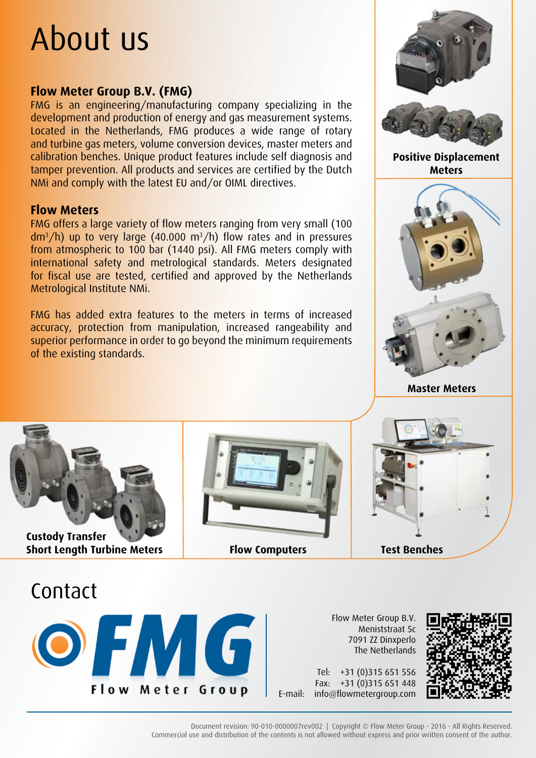# About us

## Flow Meter Group B.V. (FMG)

FMG is an engineering/manufacturing company specializing in the development and production of energy and gas measurement systems. Located in the Netherlands, FMG produces a wide range of rotary and turbine gas meters, volume conversion devices, master meters and calibration benches. Unique product features include self diagnosis and tamper prevention. All products and services are certified by the Dutch NMi and comply with the latest EU and/or OIML directives.

## Flow Meters

FMG offers a large variety of flow meters ranging from very small (100 $dm^3/h$) up to very large (40.000 $m^3/h$) flow rates and in pressures from atmospheric to 100 bar (1440 psi). All FMG meters comply with international safety and metrological standards. Meters designated for fiscal use are tested, certified and approved by the Netherlands Metrological Institute NMi.

FMG has added extra features to the meters in terms of increased accuracy, protection from manipulation, increased rangeability and superior performance in order to go beyond the minimum requirements of the existing standards.

**Positive Displacement Meters**

**Master Meters**

**Custody Transfer Short Length Turbine Meters**

**Flow Computers**

**Test Benches**

# Contact

FMG Flow Meter Group

Flow Meter Group B.V.
Menisstraat 5c
7091 ZZ Dinxperlo
The Netherlands

Tel: +31 (0)315 651 556
Fax: +31 (0)315 651 448
E-mail: info@flowmetergroup.com

Document revision: 90-010-0000007rev002 | Copyright © Flow Meter Group - 2016 - All Rights Reserved.
Commercial use and distribution of the contents is not allowed without express and prior written consent of the author.